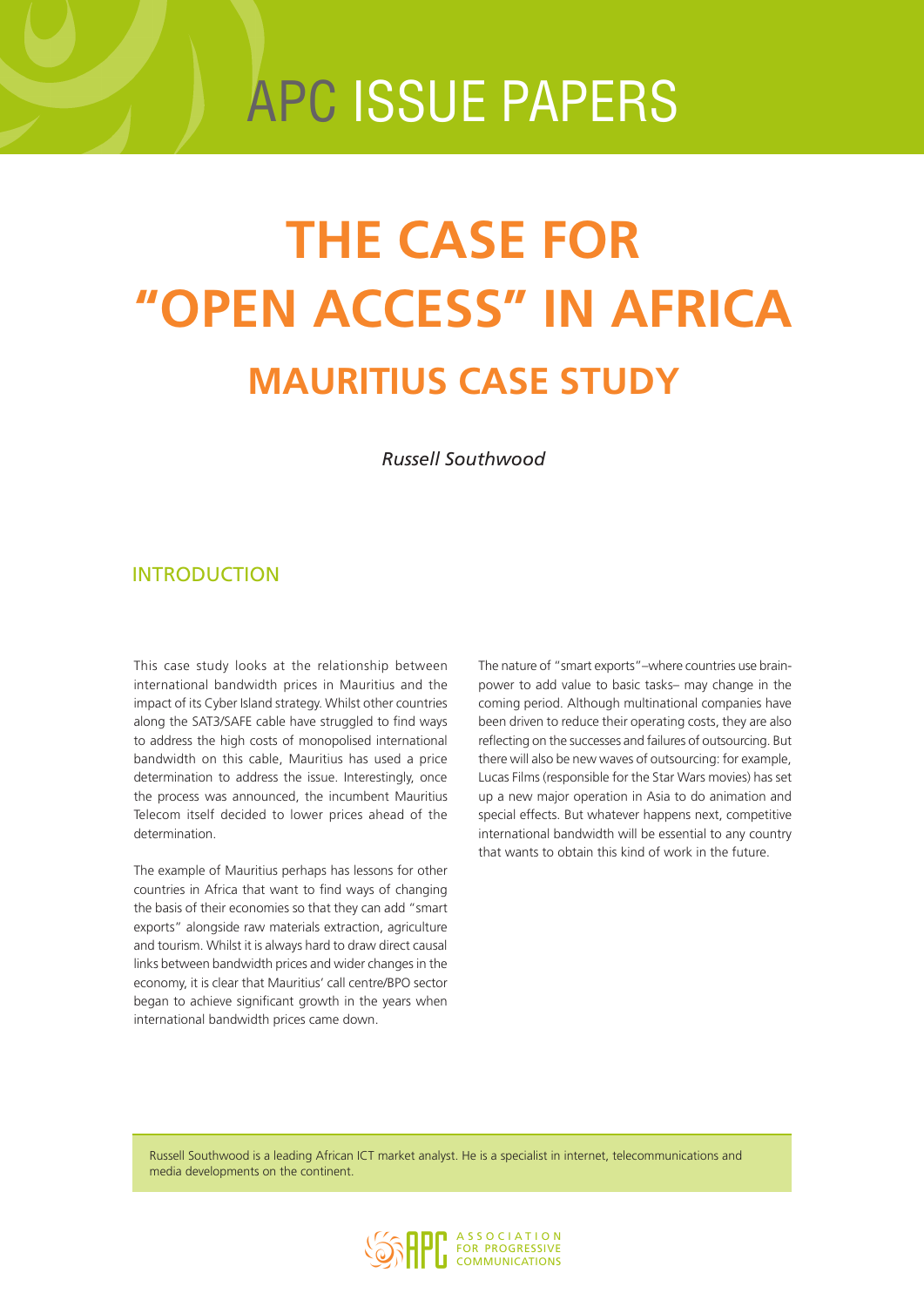APC ISSUE PAPERS

# THE CASE FOR "OPEN ACCESS" IN AFRICA

## MAURITIUS CASE STUDY

*Russell Southwood*

## INTRODUCTION

This case study looks at the relationship between international bandwidth prices in Mauritius and the impact of its Cyber Island strategy. Whilst other countries along the SAT3/SAFE cable have struggled to find ways to address the high costs of monopolised international bandwidth on this cable, Mauritius has used a price determination to address the issue. Interestingly, once the process was announced, the incumbent Mauritius Telecom itself decided to lower prices ahead of the determination.

The example of Mauritius perhaps has lessons for other countries in Africa that want to find ways of changing the basis of their economies so that they can add "smart exports" alongside raw materials extraction, agriculture and tourism. Whilst it is always hard to draw direct causal links between bandwidth prices and wider changes in the economy, it is clear that Mauritius' call centre/BPO sector began to achieve significant growth in the years when international bandwidth prices came down.

The nature of "smart exports"–where countries use brain-power to add value to basic tasks– may change in the coming period. Although multinational companies have been driven to reduce their operating costs, they are also reflecting on the successes and failures of outsourcing. But there will also be new waves of outsourcing: for example, Lucas Films (responsible for the Star Wars movies) has set up a new major operation in Asia to do animation and special effects. But whatever happens next, competitive international bandwidth will be essential to any country that wants to obtain this kind of work in the future.

Russell Southwood is a leading African ICT market analyst. He is a specialist in internet, telecommunications and media developments on the continent.

APC ASSOCIATION FOR PROGRESSIVE COMMUNICATIONS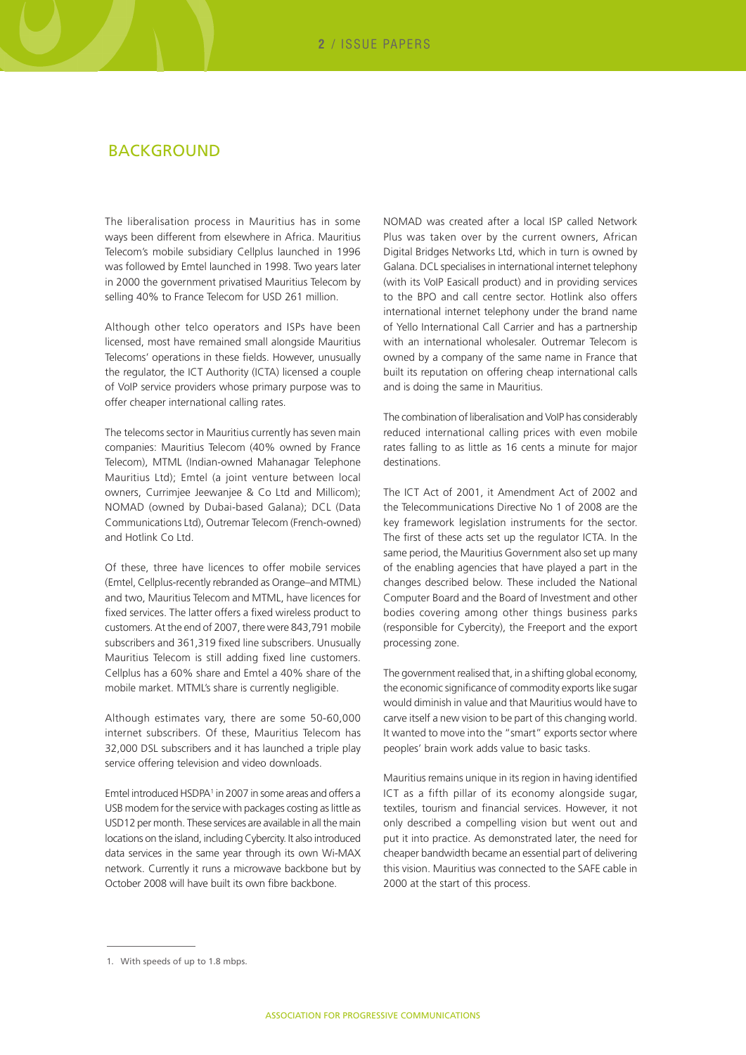## BACKGROUND

The liberalisation process in Mauritius has in some ways been different from elsewhere in Africa. Mauritius Telecom's mobile subsidiary Cellplus launched in 1996 was followed by Emtel launched in 1998. Two years later in 2000 the government privatised Mauritius Telecom by selling 40% to France Telecom for USD 261 million.

Although other telco operators and ISPs have been licensed, most have remained small alongside Mauritius Telecoms' operations in these fields. However, unusually the regulator, the ICT Authority (ICTA) licensed a couple of VoIP service providers whose primary purpose was to offer cheaper international calling rates.

The telecoms sector in Mauritius currently has seven main companies: Mauritius Telecom (40% owned by France Telecom), MTML (Indian-owned Mahanagar Telephone Mauritius Ltd); Emtel (a joint venture between local owners, Currimjee Jeewanjee & Co Ltd and Millicom); NOMAD (owned by Dubai-based Galana); DCL (Data Communications Ltd), Outremar Telecom (French-owned) and Hotlink Co Ltd.

Of these, three have licences to offer mobile services (Emtel, Cellplus-recently rebranded as Orange–and MTML) and two, Mauritius Telecom and MTML, have licences for fixed services. The latter offers a fixed wireless product to customers. At the end of 2007, there were 843,791 mobile subscribers and 361,319 fixed line subscribers. Unusually Mauritius Telecom is still adding fixed line customers. Cellplus has a 60% share and Emtel a 40% share of the mobile market. MTML's share is currently negligible.

Although estimates vary, there are some 50-60,000 internet subscribers. Of these, Mauritius Telecom has 32,000 DSL subscribers and it has launched a triple play service offering television and video downloads.

Emtel introduced HSDPA[1] in 2007 in some areas and offers a USB modem for the service with packages costing as little as USD12 per month. These services are available in all the main locations on the island, including Cybercity. It also introduced data services in the same year through its own Wi-MAX network. Currently it runs a microwave backbone but by October 2008 will have built its own fibre backbone.

NOMAD was created after a local ISP called Network Plus was taken over by the current owners, African Digital Bridges Networks Ltd, which in turn is owned by Galana. DCL specialises in international internet telephony (with its VoIP Easicall product) and in providing services to the BPO and call centre sector. Hotlink also offers international internet telephony under the brand name of Yello International Call Carrier and has a partnership with an international wholesaler. Outremar Telecom is owned by a company of the same name in France that built its reputation on offering cheap international calls and is doing the same in Mauritius.

The combination of liberalisation and VoIP has considerably reduced international calling prices with even mobile rates falling to as little as 16 cents a minute for major destinations.

The ICT Act of 2001, it Amendment Act of 2002 and the Telecommunications Directive No 1 of 2008 are the key framework legislation instruments for the sector. The first of these acts set up the regulator ICTA. In the same period, the Mauritius Government also set up many of the enabling agencies that have played a part in the changes described below. These included the National Computer Board and the Board of Investment and other bodies covering among other things business parks (responsible for Cybercity), the Freeport and the export processing zone.

The government realised that, in a shifting global economy, the economic significance of commodity exports like sugar would diminish in value and that Mauritius would have to carve itself a new vision to be part of this changing world. It wanted to move into the "smart" exports sector where peoples' brain work adds value to basic tasks.

Mauritius remains unique in its region in having identified ICT as a fifth pillar of its economy alongside sugar, textiles, tourism and financial services. However, it not only described a compelling vision but went out and put it into practice. As demonstrated later, the need for cheaper bandwidth became an essential part of delivering this vision. Mauritius was connected to the SAFE cable in 2000 at the start of this process.

---

1. With speeds of up to 1.8 mbps.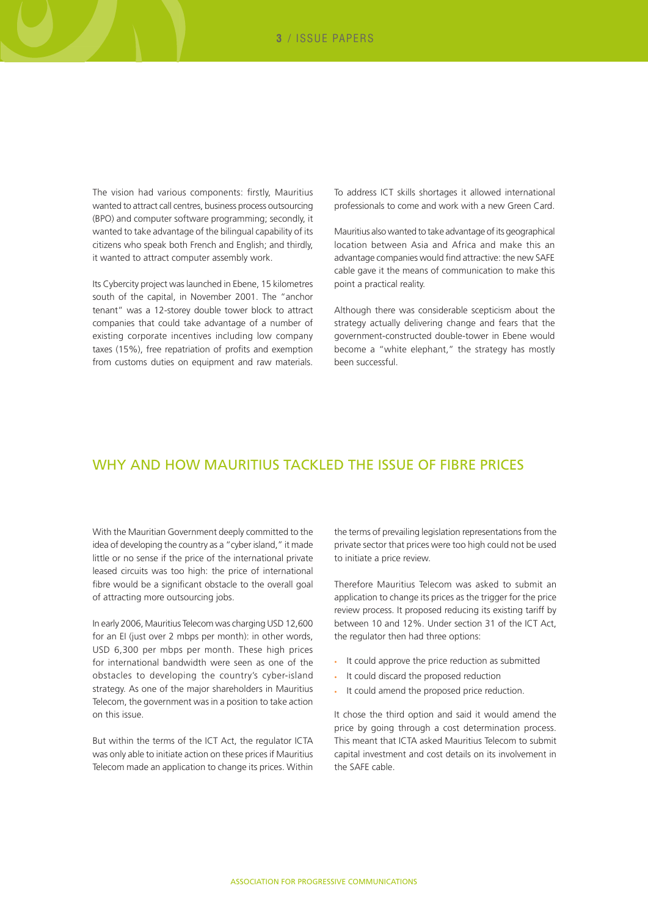The vision had various components: firstly, Mauritius wanted to attract call centres, business process outsourcing (BPO) and computer software programming; secondly, it wanted to take advantage of the bilingual capability of its citizens who speak both French and English; and thirdly, it wanted to attract computer assembly work.

Its Cybercity project was launched in Ebene, 15 kilometres south of the capital, in November 2001. The "anchor tenant" was a 12-storey double tower block to attract companies that could take advantage of a number of existing corporate incentives including low company taxes (15%), free repatriation of profits and exemption from customs duties on equipment and raw materials.

To address ICT skills shortages it allowed international professionals to come and work with a new Green Card.

Mauritius also wanted to take advantage of its geographical location between Asia and Africa and make this an advantage companies would find attractive: the new SAFE cable gave it the means of communication to make this point a practical reality.

Although there was considerable scepticism about the strategy actually delivering change and fears that the government-constructed double-tower in Ebene would become a "white elephant," the strategy has mostly been successful.

## WHY AND HOW MAURITIUS TACKLED THE ISSUE OF FIBRE PRICES

With the Mauritian Government deeply committed to the idea of developing the country as a "cyber island," it made little or no sense if the price of the international private leased circuits was too high: the price of international fibre would be a significant obstacle to the overall goal of attracting more outsourcing jobs.

In early 2006, Mauritius Telecom was charging USD 12,600 for an El (just over 2 mbps per month): in other words, USD 6,300 per mbps per month. These high prices for international bandwidth were seen as one of the obstacles to developing the country's cyber-island strategy. As one of the major shareholders in Mauritius Telecom, the government was in a position to take action on this issue.

But within the terms of the ICT Act, the regulator ICTA was only able to initiate action on these prices if Mauritius Telecom made an application to change its prices. Within the terms of prevailing legislation representations from the private sector that prices were too high could not be used to initiate a price review.

Therefore Mauritius Telecom was asked to submit an application to change its prices as the trigger for the price review process. It proposed reducing its existing tariff by between 10 and 12%. Under section 31 of the ICT Act, the regulator then had three options:

- It could approve the price reduction as submitted
- It could discard the proposed reduction
- It could amend the proposed price reduction.

It chose the third option and said it would amend the price by going through a cost determination process. This meant that ICTA asked Mauritius Telecom to submit capital investment and cost details on its involvement in the SAFE cable.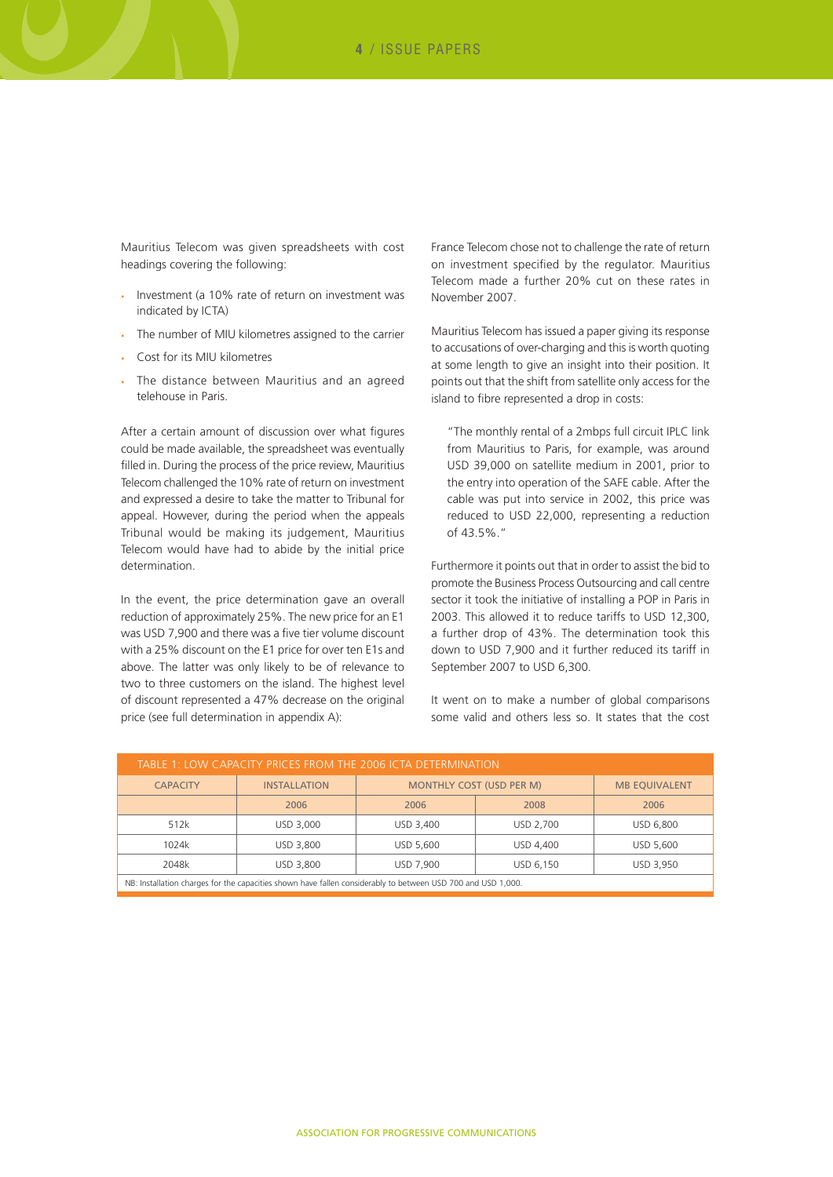Mauritius Telecom was given spreadsheets with cost headings covering the following:

- Investment (a 10% rate of return on investment was indicated by ICTA)
- The number of MIU kilometres assigned to the carrier
- Cost for its MIU kilometres
- The distance between Mauritius and an agreed telehouse in Paris.

After a certain amount of discussion over what figures could be made available, the spreadsheet was eventually filled in. During the process of the price review, Mauritius Telecom challenged the 10% rate of return on investment and expressed a desire to take the matter to Tribunal for appeal. However, during the period when the appeals Tribunal would be making its judgement, Mauritius Telecom would have had to abide by the initial price determination.

In the event, the price determination gave an overall reduction of approximately 25%. The new price for an E1 was USD 7,900 and there was a five tier volume discount with a 25% discount on the E1 price for over ten E1s and above. The latter was only likely to be of relevance to two to three customers on the island. The highest level of discount represented a 47% decrease on the original price (see full determination in appendix A):

France Telecom chose not to challenge the rate of return on investment specified by the regulator. Mauritius Telecom made a further 20% cut on these rates in November 2007.

Mauritius Telecom has issued a paper giving its response to accusations of over-charging and this is worth quoting at some length to give an insight into their position. It points out that the shift from satellite only access for the island to fibre represented a drop in costs:

> "The monthly rental of a 2mbps full circuit IPLC link from Mauritius to Paris, for example, was around USD 39,000 on satellite medium in 2001, prior to the entry into operation of the SAFE cable. After the cable was put into service in 2002, this price was reduced to USD 22,000, representing a reduction of 43.5%."

Furthermore it points out that in order to assist the bid to promote the Business Process Outsourcing and call centre sector it took the initiative of installing a POP in Paris in 2003. This allowed it to reduce tariffs to USD 12,300, a further drop of 43%. The determination took this down to USD 7,900 and it further reduced its tariff in September 2007 to USD 6,300.

It went on to make a number of global comparisons some valid and others less so. It states that the cost

TABLE 1: LOW CAPACITY PRICES FROM THE 2006 ICTA DETERMINATION

| CAPACITY | INSTALLATION | MONTHLY COST (USD PER M) | | MB EQUIVALENT |
|---|---|---|---|---|
| | 2006 | 2006 | 2008 | 2006 |
| 512k | USD 3,000 | USD 3,400 | USD 2,700 | USD 6,800 |
| 1024k | USD 3,800 | USD 5,600 | USD 4,400 | USD 5,600 |
| 2048k | USD 3,800 | USD 7,900 | USD 6,150 | USD 3,950 |

NB: Installation charges for the capacities shown have fallen considerably to between USD 700 and USD 1,000.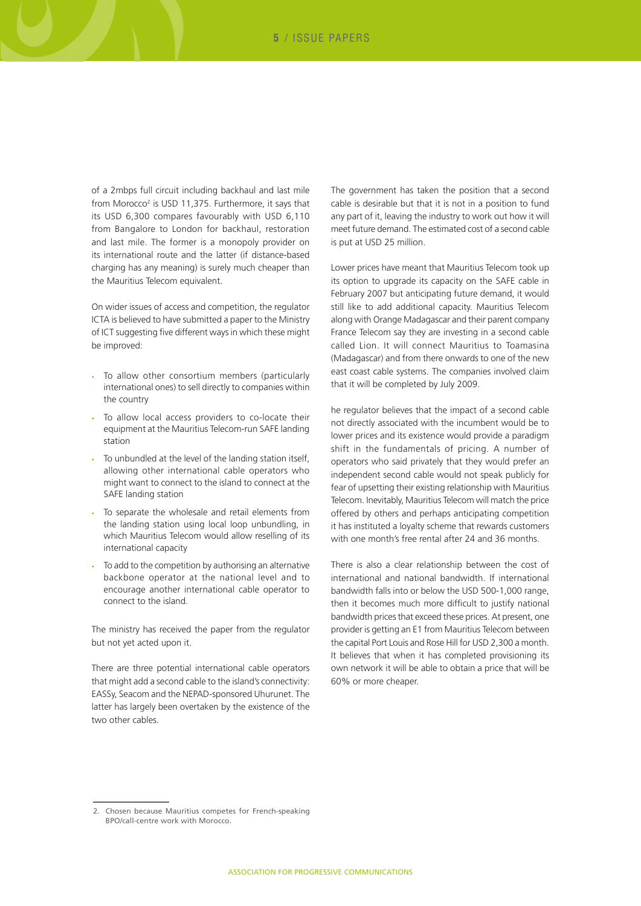of a 2mbps full circuit including backhaul and last mile from Morocco[2] is USD 11,375. Furthermore, it says that its USD 6,300 compares favourably with USD 6,110 from Bangalore to London for backhaul, restoration and last mile. The former is a monopoly provider on its international route and the latter (if distance-based charging has any meaning) is surely much cheaper than the Mauritius Telecom equivalent.

On wider issues of access and competition, the regulator ICTA is believed to have submitted a paper to the Ministry of ICT suggesting five different ways in which these might be improved:

- To allow other consortium members (particularly international ones) to sell directly to companies within the country
- To allow local access providers to co-locate their equipment at the Mauritius Telecom-run SAFE landing station
- To unbundled at the level of the landing station itself, allowing other international cable operators who might want to connect to the island to connect at the SAFE landing station
- To separate the wholesale and retail elements from the landing station using local loop unbundling, in which Mauritius Telecom would allow reselling of its international capacity
- To add to the competition by authorising an alternative backbone operator at the national level and to encourage another international cable operator to connect to the island.

The ministry has received the paper from the regulator but not yet acted upon it.

There are three potential international cable operators that might add a second cable to the island's connectivity: EASSy, Seacom and the NEPAD-sponsored Uhurunet. The latter has largely been overtaken by the existence of the two other cables.

The government has taken the position that a second cable is desirable but that it is not in a position to fund any part of it, leaving the industry to work out how it will meet future demand. The estimated cost of a second cable is put at USD 25 million.

Lower prices have meant that Mauritius Telecom took up its option to upgrade its capacity on the SAFE cable in February 2007 but anticipating future demand, it would still like to add additional capacity. Mauritius Telecom along with Orange Madagascar and their parent company France Telecom say they are investing in a second cable called Lion. It will connect Mauritius to Toamasina (Madagascar) and from there onwards to one of the new east coast cable systems. The companies involved claim that it will be completed by July 2009.

he regulator believes that the impact of a second cable not directly associated with the incumbent would be to lower prices and its existence would provide a paradigm shift in the fundamentals of pricing. A number of operators who said privately that they would prefer an independent second cable would not speak publicly for fear of upsetting their existing relationship with Mauritius Telecom. Inevitably, Mauritius Telecom will match the price offered by others and perhaps anticipating competition it has instituted a loyalty scheme that rewards customers with one month's free rental after 24 and 36 months.

There is also a clear relationship between the cost of international and national bandwidth. If international bandwidth falls into or below the USD 500-1,000 range, then it becomes much more difficult to justify national bandwidth prices that exceed these prices. At present, one provider is getting an E1 from Mauritius Telecom between the capital Port Louis and Rose Hill for USD 2,300 a month. It believes that when it has completed provisioning its own network it will be able to obtain a price that will be 60% or more cheaper.

---

2. Chosen because Mauritius competes for French-speaking BPO/call-centre work with Morocco.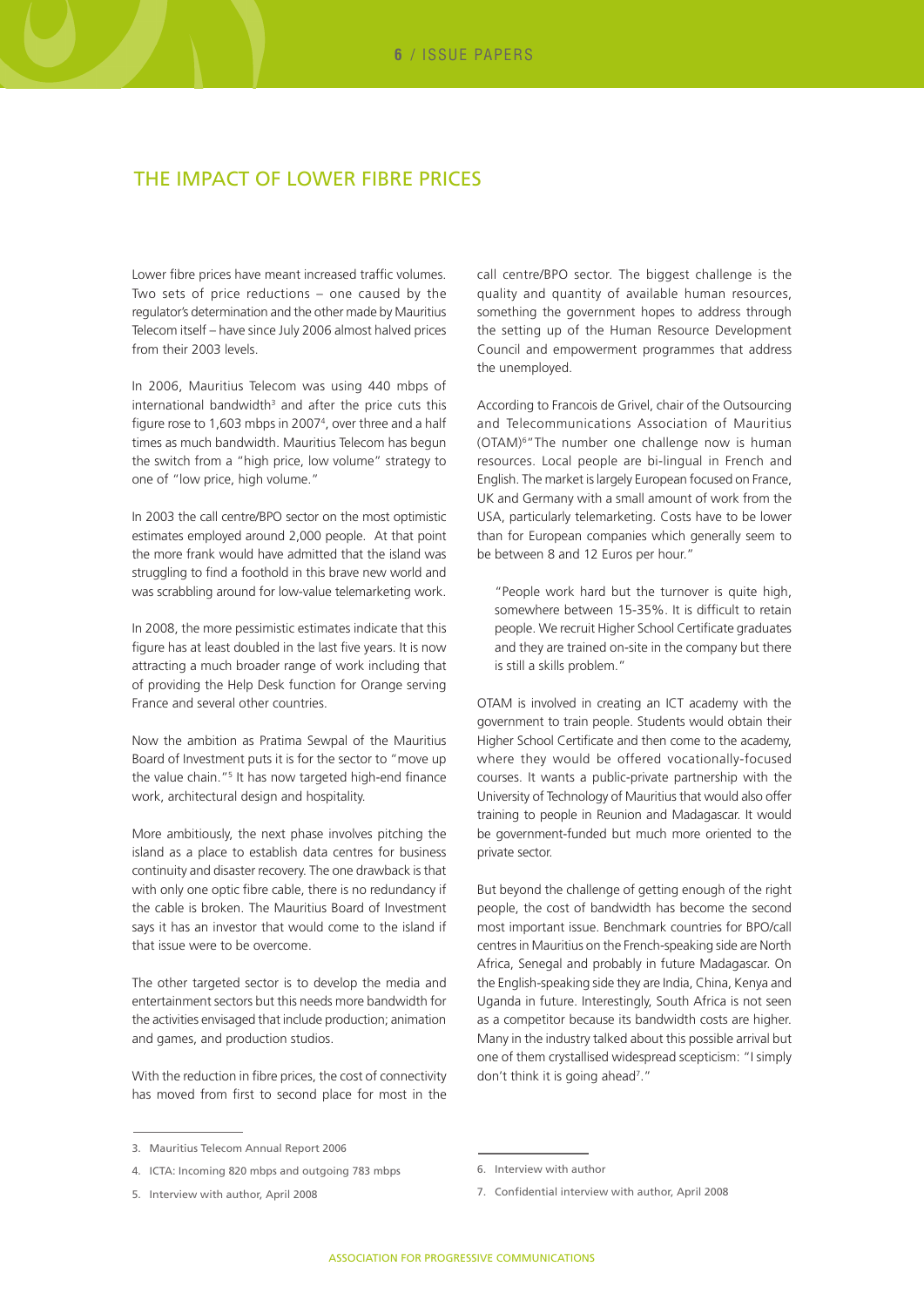## THE IMPACT OF LOWER FIBRE PRICES

Lower fibre prices have meant increased traffic volumes. Two sets of price reductions – one caused by the regulator's determination and the other made by Mauritius Telecom itself – have since July 2006 almost halved prices from their 2003 levels.

In 2006, Mauritius Telecom was using 440 mbps of international bandwidth[3] and after the price cuts this figure rose to 1,603 mbps in 2007[4], over three and a half times as much bandwidth. Mauritius Telecom has begun the switch from a "high price, low volume" strategy to one of "low price, high volume."

In 2003 the call centre/BPO sector on the most optimistic estimates employed around 2,000 people. At that point the more frank would have admitted that the island was struggling to find a foothold in this brave new world and was scrabbling around for low-value telemarketing work.

In 2008, the more pessimistic estimates indicate that this figure has at least doubled in the last five years. It is now attracting a much broader range of work including that of providing the Help Desk function for Orange serving France and several other countries.

Now the ambition as Pratima Sewpal of the Mauritius Board of Investment puts it is for the sector to "move up the value chain."[5] It has now targeted high-end finance work, architectural design and hospitality.

More ambitiously, the next phase involves pitching the island as a place to establish data centres for business continuity and disaster recovery. The one drawback is that with only one optic fibre cable, there is no redundancy if the cable is broken. The Mauritius Board of Investment says it has an investor that would come to the island if that issue were to be overcome.

The other targeted sector is to develop the media and entertainment sectors but this needs more bandwidth for the activities envisaged that include production; animation and games, and production studios.

With the reduction in fibre prices, the cost of connectivity has moved from first to second place for most in the call centre/BPO sector. The biggest challenge is the quality and quantity of available human resources, something the government hopes to address through the setting up of the Human Resource Development Council and empowerment programmes that address the unemployed.

According to Francois de Grivel, chair of the Outsourcing and Telecommunications Association of Mauritius (OTAM)[6] "The number one challenge now is human resources. Local people are bi-lingual in French and English. The market is largely European focused on France, UK and Germany with a small amount of work from the USA, particularly telemarketing. Costs have to be lower than for European companies which generally seem to be between 8 and 12 Euros per hour."

> "People work hard but the turnover is quite high, somewhere between 15-35%. It is difficult to retain people. We recruit Higher School Certificate graduates and they are trained on-site in the company but there is still a skills problem."

OTAM is involved in creating an ICT academy with the government to train people. Students would obtain their Higher School Certificate and then come to the academy, where they would be offered vocationally-focused courses. It wants a public-private partnership with the University of Technology of Mauritius that would also offer training to people in Reunion and Madagascar. It would be government-funded but much more oriented to the private sector.

But beyond the challenge of getting enough of the right people, the cost of bandwidth has become the second most important issue. Benchmark countries for BPO/call centres in Mauritius on the French-speaking side are North Africa, Senegal and probably in future Madagascar. On the English-speaking side they are India, China, Kenya and Uganda in future. Interestingly, South Africa is not seen as a competitor because its bandwidth costs are higher. Many in the industry talked about this possible arrival but one of them crystallised widespread scepticism: "I simply don't think it is going ahead[7]."

---

3. Mauritius Telecom Annual Report 2006
4. ICTA: Incoming 820 mbps and outgoing 783 mbps
5. Interview with author, April 2008
6. Interview with author
7. Confidential interview with author, April 2008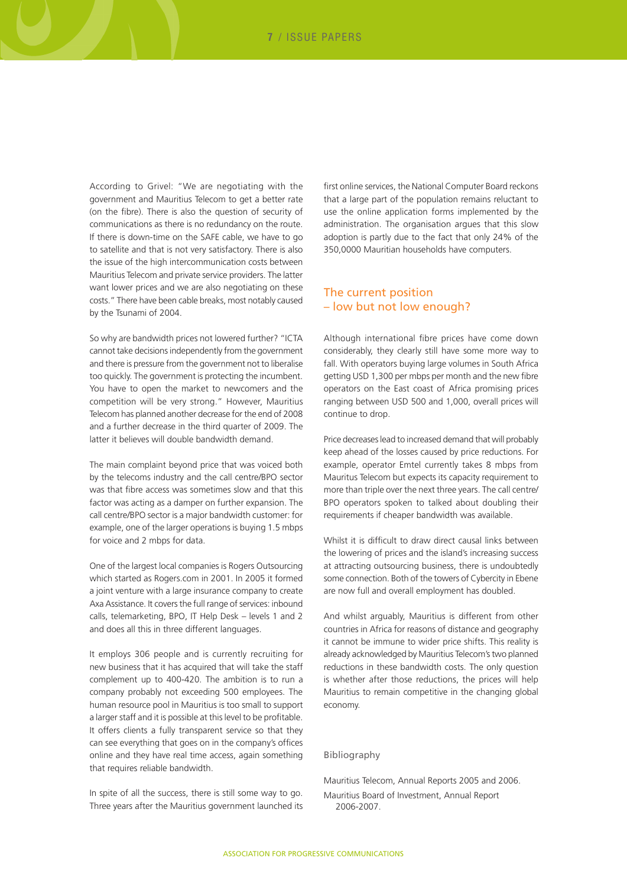According to Grivel: "We are negotiating with the government and Mauritius Telecom to get a better rate (on the fibre). There is also the question of security of communications as there is no redundancy on the route. If there is down-time on the SAFE cable, we have to go to satellite and that is not very satisfactory. There is also the issue of the high intercommunication costs between Mauritius Telecom and private service providers. The latter want lower prices and we are also negotiating on these costs." There have been cable breaks, most notably caused by the Tsunami of 2004.

So why are bandwidth prices not lowered further? "ICTA cannot take decisions independently from the government and there is pressure from the government not to liberalise too quickly. The government is protecting the incumbent. You have to open the market to newcomers and the competition will be very strong." However, Mauritius Telecom has planned another decrease for the end of 2008 and a further decrease in the third quarter of 2009. The latter it believes will double bandwidth demand.

The main complaint beyond price that was voiced both by the telecoms industry and the call centre/BPO sector was that fibre access was sometimes slow and that this factor was acting as a damper on further expansion. The call centre/BPO sector is a major bandwidth customer: for example, one of the larger operations is buying 1.5 mbps for voice and 2 mbps for data.

One of the largest local companies is Rogers Outsourcing which started as Rogers.com in 2001. In 2005 it formed a joint venture with a large insurance company to create Axa Assistance. It covers the full range of services: inbound calls, telemarketing, BPO, IT Help Desk – levels 1 and 2 and does all this in three different languages.

It employs 306 people and is currently recruiting for new business that it has acquired that will take the staff complement up to 400-420. The ambition is to run a company probably not exceeding 500 employees. The human resource pool in Mauritius is too small to support a larger staff and it is possible at this level to be profitable. It offers clients a fully transparent service so that they can see everything that goes on in the company's offices online and they have real time access, again something that requires reliable bandwidth.

In spite of all the success, there is still some way to go. Three years after the Mauritius government launched its first online services, the National Computer Board reckons that a large part of the population remains reluctant to use the online application forms implemented by the administration. The organisation argues that this slow adoption is partly due to the fact that only 24% of the 350,0000 Mauritian households have computers.

## The current position – low but not low enough?

Although international fibre prices have come down considerably, they clearly still have some more way to fall. With operators buying large volumes in South Africa getting USD 1,300 per mbps per month and the new fibre operators on the East coast of Africa promising prices ranging between USD 500 and 1,000, overall prices will continue to drop.

Price decreases lead to increased demand that will probably keep ahead of the losses caused by price reductions. For example, operator Emtel currently takes 8 mbps from Mauritius Telecom but expects its capacity requirement to more than triple over the next three years. The call centre/BPO operators spoken to talked about doubling their requirements if cheaper bandwidth was available.

Whilst it is difficult to draw direct causal links between the lowering of prices and the island's increasing success at attracting outsourcing business, there is undoubtedly some connection. Both of the towers of Cybercity in Ebene are now full and overall employment has doubled.

And whilst arguably, Mauritius is different from other countries in Africa for reasons of distance and geography it cannot be immune to wider price shifts. This reality is already acknowledged by Mauritius Telecom's two planned reductions in these bandwidth costs. The only question is whether after those reductions, the prices will help Mauritius to remain competitive in the changing global economy.

### Bibliography

Mauritius Telecom, Annual Reports 2005 and 2006.

Mauritius Board of Investment, Annual Report 2006-2007.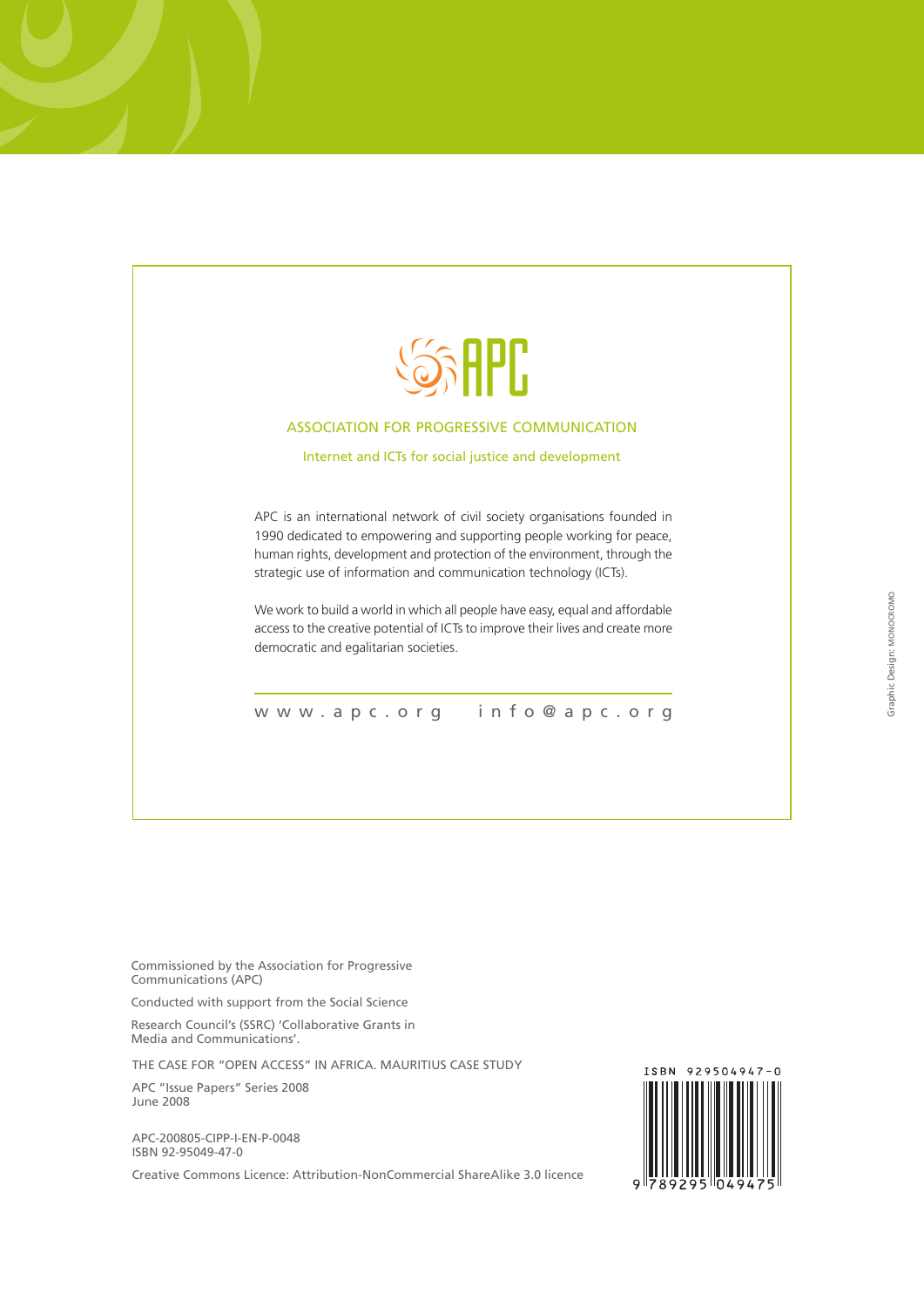APC

ASSOCIATION FOR PROGRESSIVE COMMUNICATION

Internet and ICTs for social justice and development

APC is an international network of civil society organisations founded in 1990 dedicated to empowering and supporting people working for peace, human rights, development and protection of the environment, through the strategic use of information and communication technology (ICTs).

We work to build a world in which all people have easy, equal and affordable access to the creative potential of ICTs to improve their lives and create more democratic and egalitarian societies.

www.apc.org info@apc.org

Graphic Design: MONOCROMO

Commissioned by the Association for Progressive Communications (APC)

Conducted with support from the Social Science

Research Council's (SSRC) 'Collaborative Grants in Media and Communications'.

THE CASE FOR "OPEN ACCESS" IN AFRICA. MAURITIUS CASE STUDY

APC "Issue Papers" Series 2008
June 2008

APC-200805-CIPP-I-EN-P-0048
ISBN 92-95049-47-0

Creative Commons Licence: Attribution-NonCommercial ShareAlike 3.0 licence

ISBN 929504947-0
9 789295 049475